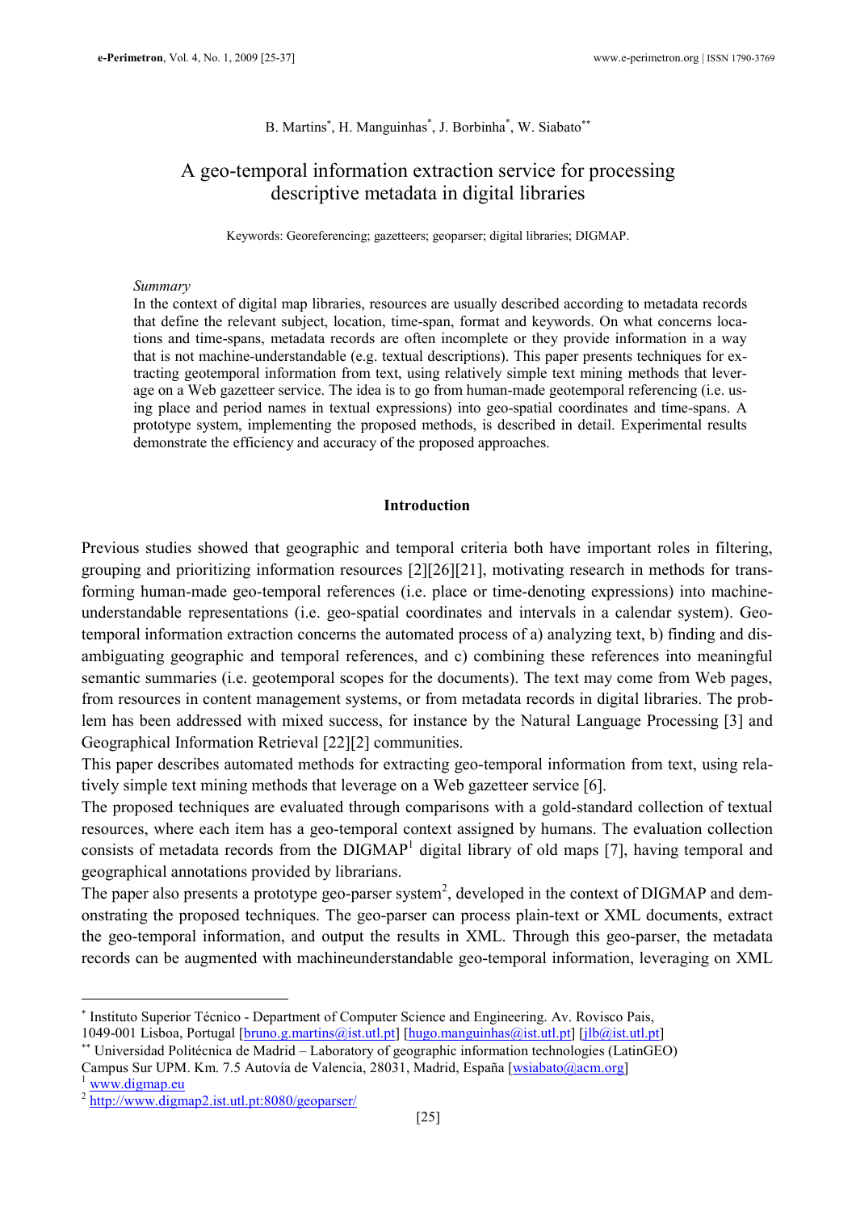B. Martins[*], H. Manguinhas[*], J. Borbinha[*], W. Siabato[**]

# A geo-temporal information extraction service for processing descriptive metadata in digital libraries

Keywords: Georeferencing; gazetteers; geoparser; digital libraries; DIGMAP.

*Summary*

In the context of digital map libraries, resources are usually described according to metadata records that define the relevant subject, location, time-span, format and keywords. On what concerns locations and time-spans, metadata records are often incomplete or they provide information in a way that is not machine-understandable (e.g. textual descriptions). This paper presents techniques for extracting geotemporal information from text, using relatively simple text mining methods that leverage on a Web gazetteer service. The idea is to go from human-made geotemporal referencing (i.e. using place and period names in textual expressions) into geo-spatial coordinates and time-spans. A prototype system, implementing the proposed methods, is described in detail. Experimental results demonstrate the efficiency and accuracy of the proposed approaches.

## Introduction

Previous studies showed that geographic and temporal criteria both have important roles in filtering, grouping and prioritizing information resources [2][26][21], motivating research in methods for transforming human-made geo-temporal references (i.e. place or time-denoting expressions) into machine-understandable representations (i.e. geo-spatial coordinates and intervals in a calendar system). Geo-temporal information extraction concerns the automated process of a) analyzing text, b) finding and disambiguating geographic and temporal references, and c) combining these references into meaningful semantic summaries (i.e. geotemporal scopes for the documents). The text may come from Web pages, from resources in content management systems, or from metadata records in digital libraries. The problem has been addressed with mixed success, for instance by the Natural Language Processing [3] and Geographical Information Retrieval [22][2] communities.

This paper describes automated methods for extracting geo-temporal information from text, using relatively simple text mining methods that leverage on a Web gazetteer service [6].

The proposed techniques are evaluated through comparisons with a gold-standard collection of textual resources, where each item has a geo-temporal context assigned by humans. The evaluation collection consists of metadata records from the DIGMAP[1] digital library of old maps [7], having temporal and geographical annotations provided by librarians.

The paper also presents a prototype geo-parser system[2], developed in the context of DIGMAP and demonstrating the proposed techniques. The geo-parser can process plain-text or XML documents, extract the geo-temporal information, and output the results in XML. Through this geo-parser, the metadata records can be augmented with machineunderstandable geo-temporal information, leveraging on XML

---

[*] Instituto Superior Técnico - Department of Computer Science and Engineering. Av. Rovisco Pais, 1049-001 Lisboa, Portugal [bruno.g.martins@ist.utl.pt] [hugo.manguinhas@ist.utl.pt] [jlb@ist.utl.pt]

[**] Universidad Politécnica de Madrid – Laboratory of geographic information technologies (LatinGEO) Campus Sur UPM. Km. 7.5 Autovía de Valencia, 28031, Madrid, España [wsiabato@acm.org]

[1] www.digmap.eu

[2] http://www.digmap2.ist.utl.pt:8080/geoparser/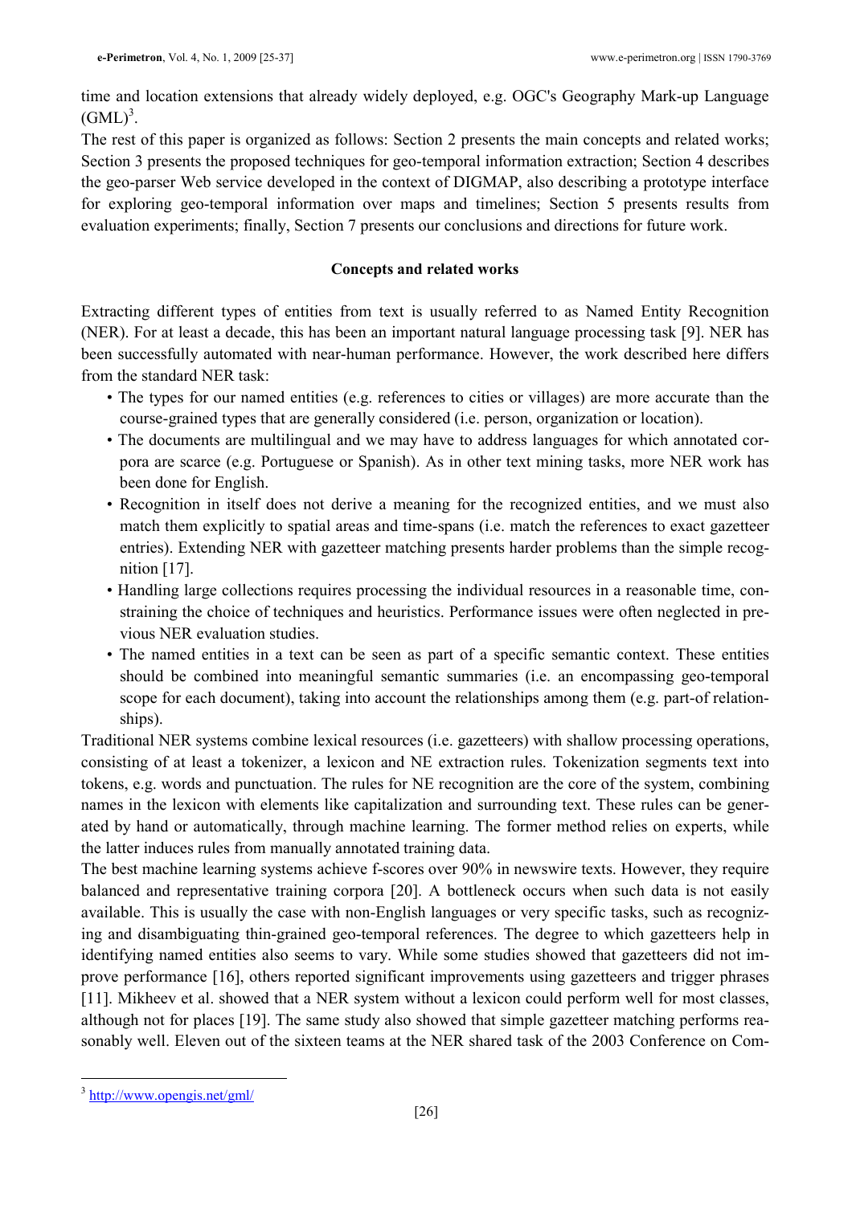time and location extensions that already widely deployed, e.g. OGC's Geography Mark-up Language (GML)[3].

The rest of this paper is organized as follows: Section 2 presents the main concepts and related works; Section 3 presents the proposed techniques for geo-temporal information extraction; Section 4 describes the geo-parser Web service developed in the context of DIGMAP, also describing a prototype interface for exploring geo-temporal information over maps and timelines; Section 5 presents results from evaluation experiments; finally, Section 7 presents our conclusions and directions for future work.

## Concepts and related works

Extracting different types of entities from text is usually referred to as Named Entity Recognition (NER). For at least a decade, this has been an important natural language processing task [9]. NER has been successfully automated with near-human performance. However, the work described here differs from the standard NER task:

- The types for our named entities (e.g. references to cities or villages) are more accurate than the course-grained types that are generally considered (i.e. person, organization or location).
- The documents are multilingual and we may have to address languages for which annotated corpora are scarce (e.g. Portuguese or Spanish). As in other text mining tasks, more NER work has been done for English.
- Recognition in itself does not derive a meaning for the recognized entities, and we must also match them explicitly to spatial areas and time-spans (i.e. match the references to exact gazetteer entries). Extending NER with gazetteer matching presents harder problems than the simple recognition [17].
- Handling large collections requires processing the individual resources in a reasonable time, constraining the choice of techniques and heuristics. Performance issues were often neglected in previous NER evaluation studies.
- The named entities in a text can be seen as part of a specific semantic context. These entities should be combined into meaningful semantic summaries (i.e. an encompassing geo-temporal scope for each document), taking into account the relationships among them (e.g. part-of relationships).

Traditional NER systems combine lexical resources (i.e. gazetteers) with shallow processing operations, consisting of at least a tokenizer, a lexicon and NE extraction rules. Tokenization segments text into tokens, e.g. words and punctuation. The rules for NE recognition are the core of the system, combining names in the lexicon with elements like capitalization and surrounding text. These rules can be generated by hand or automatically, through machine learning. The former method relies on experts, while the latter induces rules from manually annotated training data.

The best machine learning systems achieve f-scores over 90% in newswire texts. However, they require balanced and representative training corpora [20]. A bottleneck occurs when such data is not easily available. This is usually the case with non-English languages or very specific tasks, such as recognizing and disambiguating thin-grained geo-temporal references. The degree to which gazetteers help in identifying named entities also seems to vary. While some studies showed that gazetteers did not improve performance [16], others reported significant improvements using gazetteers and trigger phrases [11]. Mikheev et al. showed that a NER system without a lexicon could perform well for most classes, although not for places [19]. The same study also showed that simple gazetteer matching performs reasonably well. Eleven out of the sixteen teams at the NER shared task of the 2003 Conference on Com-

[3] http://www.opengis.net/gml/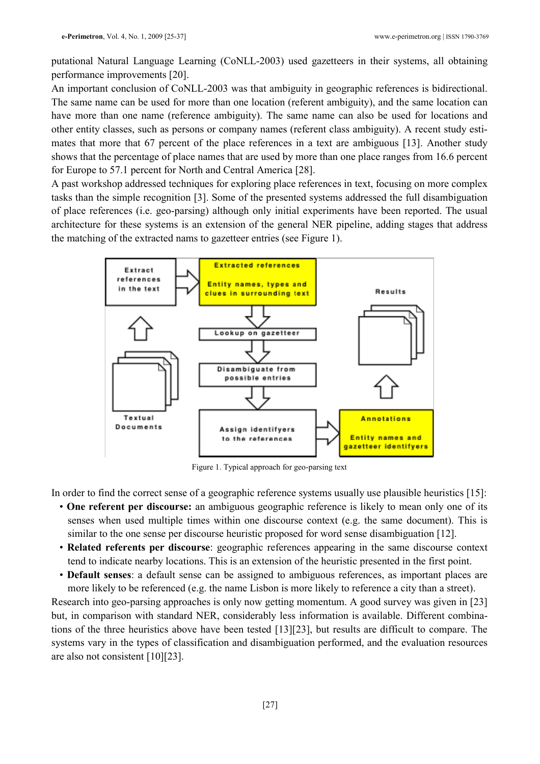putational Natural Language Learning (CoNLL-2003) used gazetteers in their systems, all obtaining performance improvements [20].

An important conclusion of CoNLL-2003 was that ambiguity in geographic references is bidirectional. The same name can be used for more than one location (referent ambiguity), and the same location can have more than one name (reference ambiguity). The same name can also be used for locations and other entity classes, such as persons or company names (referent class ambiguity). A recent study estimates that more that 67 percent of the place references in a text are ambiguous [13]. Another study shows that the percentage of place names that are used by more than one place ranges from 16.6 percent for Europe to 57.1 percent for North and Central America [28].

A past workshop addressed techniques for exploring place references in text, focusing on more complex tasks than the simple recognition [3]. Some of the presented systems addressed the full disambiguation of place references (i.e. geo-parsing) although only initial experiments have been reported. The usual architecture for these systems is an extension of the general NER pipeline, adding stages that address the matching of the extracted nams to gazetteer entries (see Figure 1).

Figure 1. Typical approach for geo-parsing text

In order to find the correct sense of a geographic reference systems usually use plausible heuristics [15]:

- **One referent per discourse:** an ambiguous geographic reference is likely to mean only one of its senses when used multiple times within one discourse context (e.g. the same document). This is similar to the one sense per discourse heuristic proposed for word sense disambiguation [12].
- **Related referents per discourse**: geographic references appearing in the same discourse context tend to indicate nearby locations. This is an extension of the heuristic presented in the first point.
- **Default senses**: a default sense can be assigned to ambiguous references, as important places are more likely to be referenced (e.g. the name Lisbon is more likely to reference a city than a street).

Research into geo-parsing approaches is only now getting momentum. A good survey was given in [23] but, in comparison with standard NER, considerably less information is available. Different combinations of the three heuristics above have been tested [13][23], but results are difficult to compare. The systems vary in the types of classification and disambiguation performed, and the evaluation resources are also not consistent [10][23].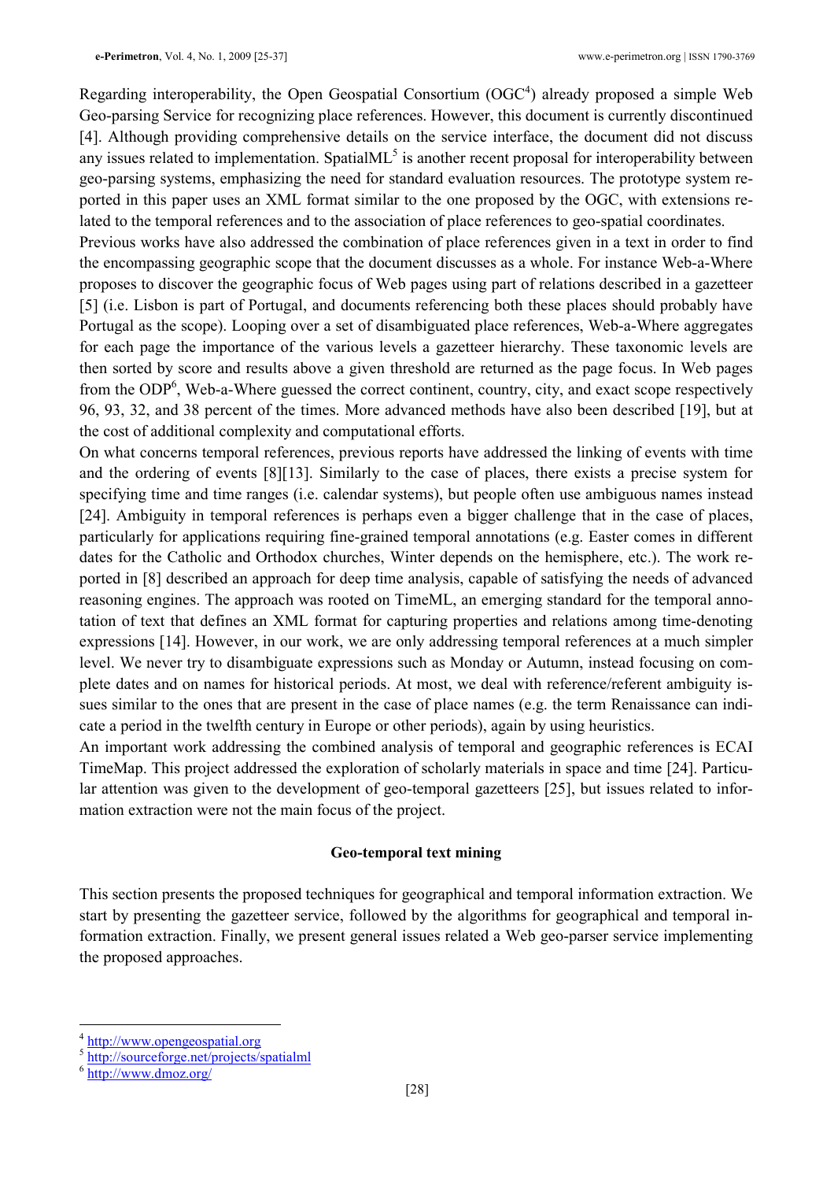Regarding interoperability, the Open Geospatial Consortium (OGC[4]) already proposed a simple Web Geo-parsing Service for recognizing place references. However, this document is currently discontinued [4]. Although providing comprehensive details on the service interface, the document did not discuss any issues related to implementation. SpatialML[5] is another recent proposal for interoperability between geo-parsing systems, emphasizing the need for standard evaluation resources. The prototype system reported in this paper uses an XML format similar to the one proposed by the OGC, with extensions related to the temporal references and to the association of place references to geo-spatial coordinates.

Previous works have also addressed the combination of place references given in a text in order to find the encompassing geographic scope that the document discusses as a whole. For instance Web-a-Where proposes to discover the geographic focus of Web pages using part of relations described in a gazetteer [5] (i.e. Lisbon is part of Portugal, and documents referencing both these places should probably have Portugal as the scope). Looping over a set of disambiguated place references, Web-a-Where aggregates for each page the importance of the various levels a gazetteer hierarchy. These taxonomic levels are then sorted by score and results above a given threshold are returned as the page focus. In Web pages from the ODP[6], Web-a-Where guessed the correct continent, country, city, and exact scope respectively 96, 93, 32, and 38 percent of the times. More advanced methods have also been described [19], but at the cost of additional complexity and computational efforts.

On what concerns temporal references, previous reports have addressed the linking of events with time and the ordering of events [8][13]. Similarly to the case of places, there exists a precise system for specifying time and time ranges (i.e. calendar systems), but people often use ambiguous names instead [24]. Ambiguity in temporal references is perhaps even a bigger challenge that in the case of places, particularly for applications requiring fine-grained temporal annotations (e.g. Easter comes in different dates for the Catholic and Orthodox churches, Winter depends on the hemisphere, etc.). The work reported in [8] described an approach for deep time analysis, capable of satisfying the needs of advanced reasoning engines. The approach was rooted on TimeML, an emerging standard for the temporal annotation of text that defines an XML format for capturing properties and relations among time-denoting expressions [14]. However, in our work, we are only addressing temporal references at a much simpler level. We never try to disambiguate expressions such as Monday or Autumn, instead focusing on complete dates and on names for historical periods. At most, we deal with reference/referent ambiguity issues similar to the ones that are present in the case of place names (e.g. the term Renaissance can indicate a period in the twelfth century in Europe or other periods), again by using heuristics.

An important work addressing the combined analysis of temporal and geographic references is ECAI TimeMap. This project addressed the exploration of scholarly materials in space and time [24]. Particular attention was given to the development of geo-temporal gazetteers [25], but issues related to information extraction were not the main focus of the project.

## Geo-temporal text mining

This section presents the proposed techniques for geographical and temporal information extraction. We start by presenting the gazetteer service, followed by the algorithms for geographical and temporal information extraction. Finally, we present general issues related a Web geo-parser service implementing the proposed approaches.

---

[4] http://www.opengeospatial.org

[5] http://sourceforge.net/projects/spatialml

[6] http://www.dmoz.org/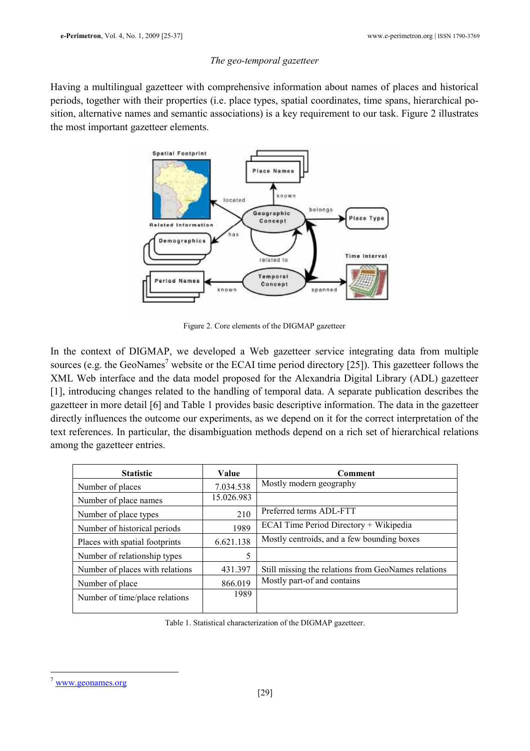*The geo-temporal gazetteer*

Having a multilingual gazetteer with comprehensive information about names of places and historical periods, together with their properties (i.e. place types, spatial coordinates, time spans, hierarchical position, alternative names and semantic associations) is a key requirement to our task. Figure 2 illustrates the most important gazetteer elements.

Figure 2. Core elements of the DIGMAP gazetteer

In the context of DIGMAP, we developed a Web gazetteer service integrating data from multiple sources (e.g. the GeoNames[7] website or the ECAI time period directory [25]). This gazetteer follows the XML Web interface and the data model proposed for the Alexandria Digital Library (ADL) gazetteer [1], introducing changes related to the handling of temporal data. A separate publication describes the gazetteer in more detail [6] and Table 1 provides basic descriptive information. The data in the gazetteer directly influences the outcome our experiments, as we depend on it for the correct interpretation of the text references. In particular, the disambiguation methods depend on a rich set of hierarchical relations among the gazetteer entries.

| Statistic | Value | Comment |
|---|---|---|
| Number of places | 7.034.538 | Mostly modern geography |
| Number of place names | 15.026.983 | |
| Number of place types | 210 | Preferred terms ADL-FTT |
| Number of historical periods | 1989 | ECAI Time Period Directory + Wikipedia |
| Places with spatial footprints | 6.621.138 | Mostly centroids, and a few bounding boxes |
| Number of relationship types | 5 | |
| Number of places with relations | 431.397 | Still missing the relations from GeoNames relations |
| Number of place | 866.019 | Mostly part-of and contains |
| Number of time/place relations | 1989 | |

Table 1. Statistical characterization of the DIGMAP gazetteer.

[7] www.geonames.org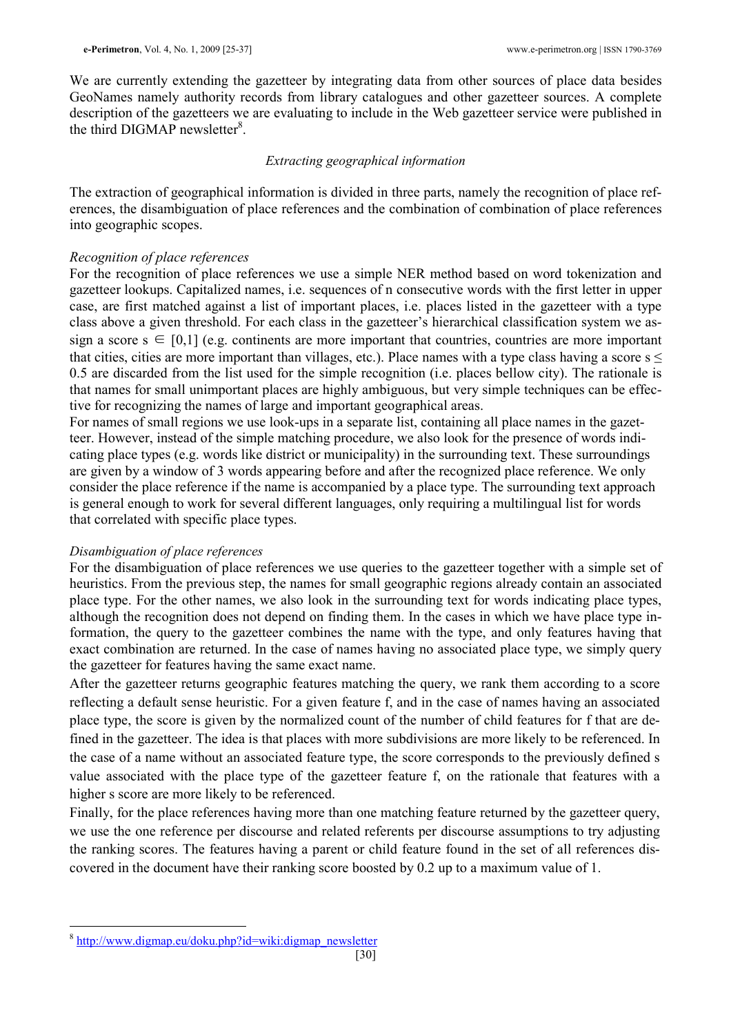We are currently extending the gazetteer by integrating data from other sources of place data besides GeoNames namely authority records from library catalogues and other gazetteer sources. A complete description of the gazetteers we are evaluating to include in the Web gazetteer service were published in the third DIGMAP newsletter[8].

*Extracting geographical information*

The extraction of geographical information is divided in three parts, namely the recognition of place references, the disambiguation of place references and the combination of combination of place references into geographic scopes.

*Recognition of place references*

For the recognition of place references we use a simple NER method based on word tokenization and gazetteer lookups. Capitalized names, i.e. sequences of n consecutive words with the first letter in upper case, are first matched against a list of important places, i.e. places listed in the gazetteer with a type class above a given threshold. For each class in the gazetteer's hierarchical classification system we assign a score $s \in [0,1]$ (e.g. continents are more important that countries, countries are more important that cities, cities are more important than villages, etc.). Place names with a type class having a score $s \leq 0.5$ are discarded from the list used for the simple recognition (i.e. places bellow city). The rationale is that names for small unimportant places are highly ambiguous, but very simple techniques can be effective for recognizing the names of large and important geographical areas.

For names of small regions we use look-ups in a separate list, containing all place names in the gazetteer. However, instead of the simple matching procedure, we also look for the presence of words indicating place types (e.g. words like district or municipality) in the surrounding text. These surroundings are given by a window of 3 words appearing before and after the recognized place reference. We only consider the place reference if the name is accompanied by a place type. The surrounding text approach is general enough to work for several different languages, only requiring a multilingual list for words that correlated with specific place types.

*Disambiguation of place references*

For the disambiguation of place references we use queries to the gazetteer together with a simple set of heuristics. From the previous step, the names for small geographic regions already contain an associated place type. For the other names, we also look in the surrounding text for words indicating place types, although the recognition does not depend on finding them. In the cases in which we have place type information, the query to the gazetteer combines the name with the type, and only features having that exact combination are returned. In the case of names having no associated place type, we simply query the gazetteer for features having the same exact name.

After the gazetteer returns geographic features matching the query, we rank them according to a score reflecting a default sense heuristic. For a given feature f, and in the case of names having an associated place type, the score is given by the normalized count of the number of child features for f that are defined in the gazetteer. The idea is that places with more subdivisions are more likely to be referenced. In the case of a name without an associated feature type, the score corresponds to the previously defined s value associated with the place type of the gazetteer feature f, on the rationale that features with a higher s score are more likely to be referenced.

Finally, for the place references having more than one matching feature returned by the gazetteer query, we use the one reference per discourse and related referents per discourse assumptions to try adjusting the ranking scores. The features having a parent or child feature found in the set of all references discovered in the document have their ranking score boosted by 0.2 up to a maximum value of 1.

---

[8] http://www.digmap.eu/doku.php?id=wiki:digmap_newsletter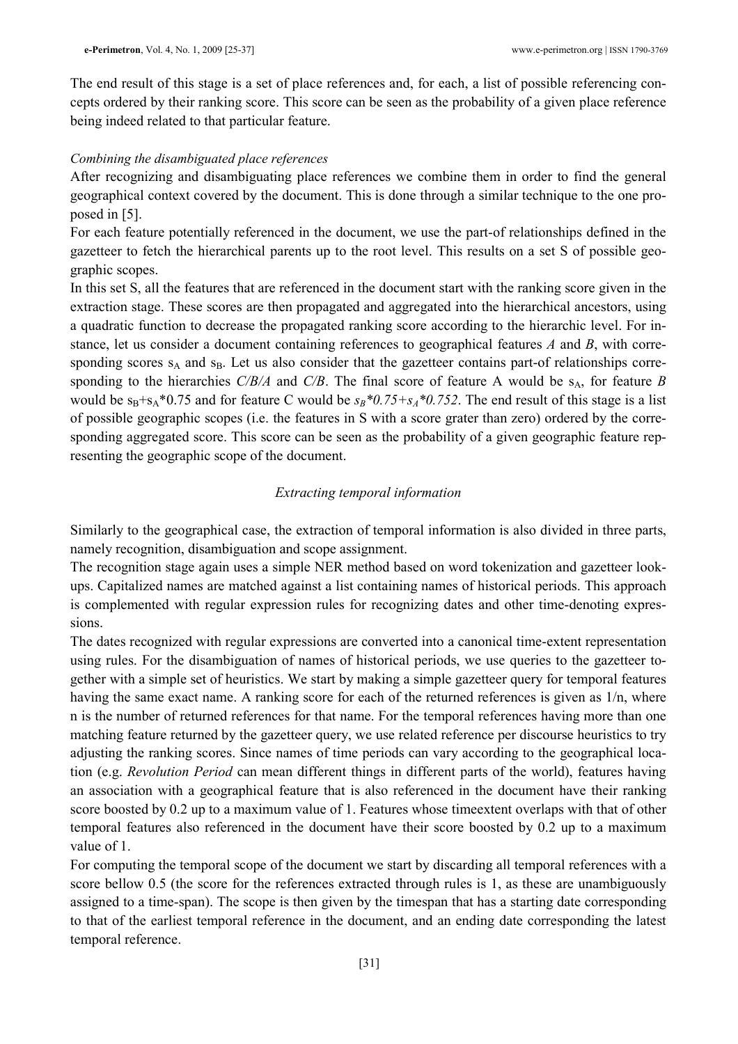The end result of this stage is a set of place references and, for each, a list of possible referencing concepts ordered by their ranking score. This score can be seen as the probability of a given place reference being indeed related to that particular feature.

*Combining the disambiguated place references*

After recognizing and disambiguating place references we combine them in order to find the general geographical context covered by the document. This is done through a similar technique to the one proposed in [5].

For each feature potentially referenced in the document, we use the part-of relationships defined in the gazetteer to fetch the hierarchical parents up to the root level. This results on a set S of possible geographic scopes.

In this set S, all the features that are referenced in the document start with the ranking score given in the extraction stage. These scores are then propagated and aggregated into the hierarchical ancestors, using a quadratic function to decrease the propagated ranking score according to the hierarchic level. For instance, let us consider a document containing references to geographical features *A* and *B*, with corresponding scores $s_A$ and $s_B$. Let us also consider that the gazetteer contains part-of relationships corresponding to the hierarchies *C/B/A* and *C/B*. The final score of feature A would be $s_A$, for feature *B* would be $s_B+s_A*0.75$ and for feature C would be $s_B*0.75+s_A*0.752$. The end result of this stage is a list of possible geographic scopes (i.e. the features in S with a score grater than zero) ordered by the corresponding aggregated score. This score can be seen as the probability of a given geographic feature representing the geographic scope of the document.

## *Extracting temporal information*

Similarly to the geographical case, the extraction of temporal information is also divided in three parts, namely recognition, disambiguation and scope assignment.

The recognition stage again uses a simple NER method based on word tokenization and gazetteer lookups. Capitalized names are matched against a list containing names of historical periods. This approach is complemented with regular expression rules for recognizing dates and other time-denoting expressions.

The dates recognized with regular expressions are converted into a canonical time-extent representation using rules. For the disambiguation of names of historical periods, we use queries to the gazetteer together with a simple set of heuristics. We start by making a simple gazetteer query for temporal features having the same exact name. A ranking score for each of the returned references is given as 1/n, where n is the number of returned references for that name. For the temporal references having more than one matching feature returned by the gazetteer query, we use related reference per discourse heuristics to try adjusting the ranking scores. Since names of time periods can vary according to the geographical location (e.g. *Revolution Period* can mean different things in different parts of the world), features having an association with a geographical feature that is also referenced in the document have their ranking score boosted by 0.2 up to a maximum value of 1. Features whose timeextent overlaps with that of other temporal features also referenced in the document have their score boosted by 0.2 up to a maximum value of 1.

For computing the temporal scope of the document we start by discarding all temporal references with a score bellow 0.5 (the score for the references extracted through rules is 1, as these are unambiguously assigned to a time-span). The scope is then given by the timespan that has a starting date corresponding to that of the earliest temporal reference in the document, and an ending date corresponding the latest temporal reference.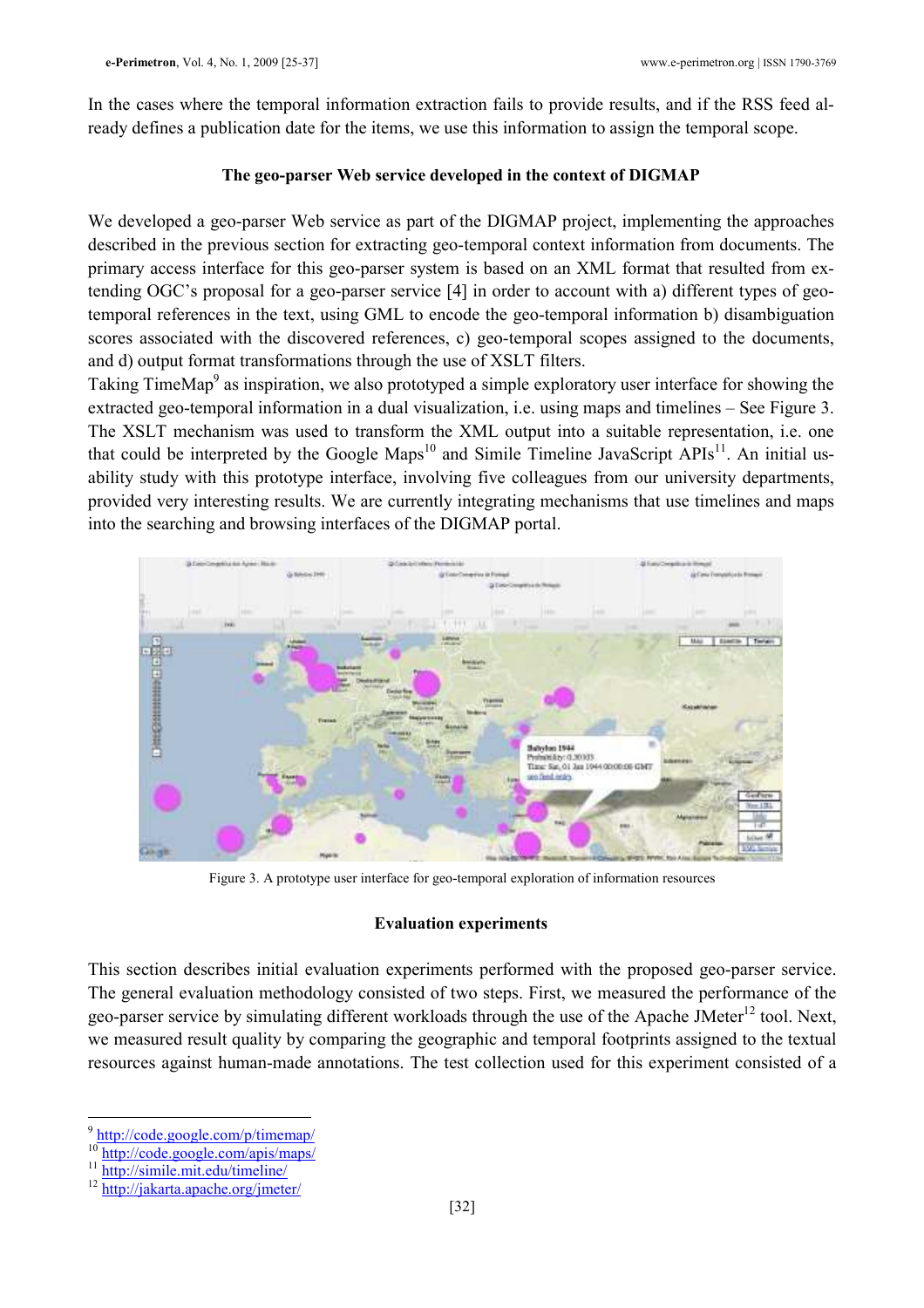In the cases where the temporal information extraction fails to provide results, and if the RSS feed already defines a publication date for the items, we use this information to assign the temporal scope.

### The geo-parser Web service developed in the context of DIGMAP

We developed a geo-parser Web service as part of the DIGMAP project, implementing the approaches described in the previous section for extracting geo-temporal context information from documents. The primary access interface for this geo-parser system is based on an XML format that resulted from extending OGC's proposal for a geo-parser service [4] in order to account with a) different types of geo-temporal references in the text, using GML to encode the geo-temporal information b) disambiguation scores associated with the discovered references, c) geo-temporal scopes assigned to the documents, and d) output format transformations through the use of XSLT filters.

Taking TimeMap[9] as inspiration, we also prototyped a simple exploratory user interface for showing the extracted geo-temporal information in a dual visualization, i.e. using maps and timelines – See Figure 3. The XSLT mechanism was used to transform the XML output into a suitable representation, i.e. one that could be interpreted by the Google Maps[10] and Simile Timeline JavaScript APIs[11]. An initial usability study with this prototype interface, involving five colleagues from our university departments, provided very interesting results. We are currently integrating mechanisms that use timelines and maps into the searching and browsing interfaces of the DIGMAP portal.

Figure 3. A prototype user interface for geo-temporal exploration of information resources

### Evaluation experiments

This section describes initial evaluation experiments performed with the proposed geo-parser service. The general evaluation methodology consisted of two steps. First, we measured the performance of the geo-parser service by simulating different workloads through the use of the Apache JMeter[12] tool. Next, we measured result quality by comparing the geographic and temporal footprints assigned to the textual resources against human-made annotations. The test collection used for this experiment consisted of a

---

[9] http://code.google.com/p/timemap/
[10] http://code.google.com/apis/maps/
[11] http://simile.mit.edu/timeline/
[12] http://jakarta.apache.org/jmeter/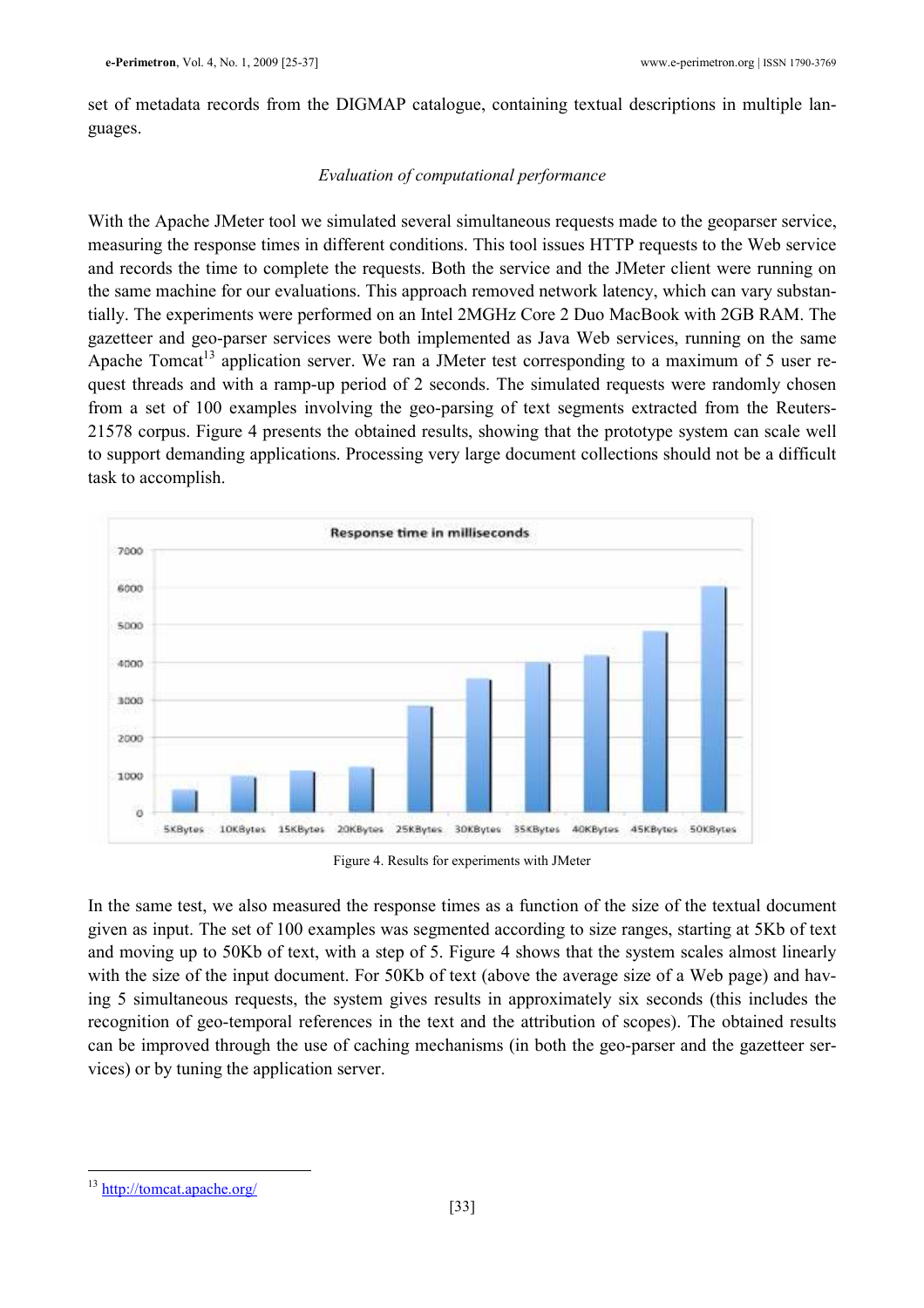set of metadata records from the DIGMAP catalogue, containing textual descriptions in multiple languages.

*Evaluation of computational performance*

With the Apache JMeter tool we simulated several simultaneous requests made to the geoparser service, measuring the response times in different conditions. This tool issues HTTP requests to the Web service and records the time to complete the requests. Both the service and the JMeter client were running on the same machine for our evaluations. This approach removed network latency, which can vary substantially. The experiments were performed on an Intel 2MGHz Core 2 Duo MacBook with 2GB RAM. The gazetteer and geo-parser services were both implemented as Java Web services, running on the same Apache Tomcat[13] application server. We ran a JMeter test corresponding to a maximum of 5 user request threads and with a ramp-up period of 2 seconds. The simulated requests were randomly chosen from a set of 100 examples involving the geo-parsing of text segments extracted from the Reuters-21578 corpus. Figure 4 presents the obtained results, showing that the prototype system can scale well to support demanding applications. Processing very large document collections should not be a difficult task to accomplish.

Figure 4. Results for experiments with JMeter

In the same test, we also measured the response times as a function of the size of the textual document given as input. The set of 100 examples was segmented according to size ranges, starting at 5Kb of text and moving up to 50Kb of text, with a step of 5. Figure 4 shows that the system scales almost linearly with the size of the input document. For 50Kb of text (above the average size of a Web page) and having 5 simultaneous requests, the system gives results in approximately six seconds (this includes the recognition of geo-temporal references in the text and the attribution of scopes). The obtained results can be improved through the use of caching mechanisms (in both the geo-parser and the gazetteer services) or by tuning the application server.

[13] http://tomcat.apache.org/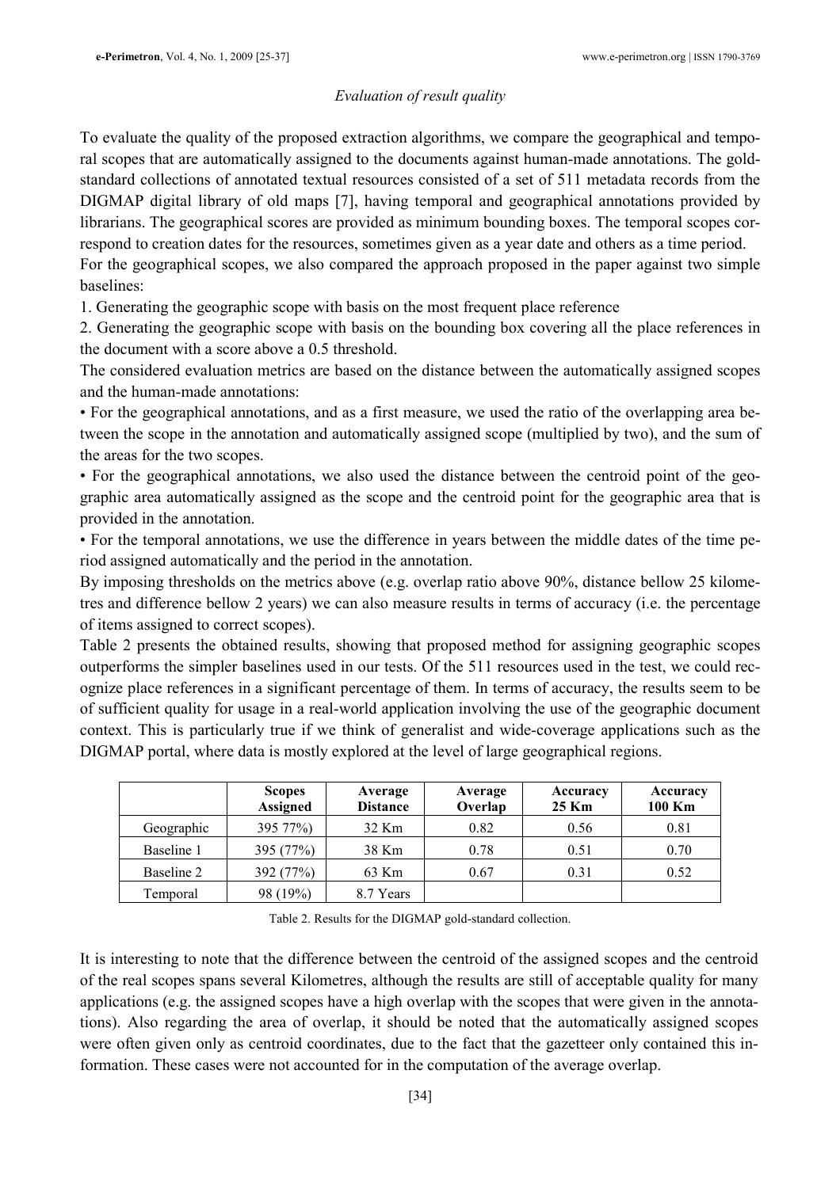*Evaluation of result quality*

To evaluate the quality of the proposed extraction algorithms, we compare the geographical and temporal scopes that are automatically assigned to the documents against human-made annotations. The gold-standard collections of annotated textual resources consisted of a set of 511 metadata records from the DIGMAP digital library of old maps [7], having temporal and geographical annotations provided by librarians. The geographical scores are provided as minimum bounding boxes. The temporal scopes correspond to creation dates for the resources, sometimes given as a year date and others as a time period.

For the geographical scopes, we also compared the approach proposed in the paper against two simple baselines:

1. Generating the geographic scope with basis on the most frequent place reference
2. Generating the geographic scope with basis on the bounding box covering all the place references in the document with a score above a 0.5 threshold.

The considered evaluation metrics are based on the distance between the automatically assigned scopes and the human-made annotations:

- For the geographical annotations, and as a first measure, we used the ratio of the overlapping area between the scope in the annotation and automatically assigned scope (multiplied by two), and the sum of the areas for the two scopes.
- For the geographical annotations, we also used the distance between the centroid point of the geographic area automatically assigned as the scope and the centroid point for the geographic area that is provided in the annotation.
- For the temporal annotations, we use the difference in years between the middle dates of the time period assigned automatically and the period in the annotation.

By imposing thresholds on the metrics above (e.g. overlap ratio above 90%, distance bellow 25 kilometres and difference bellow 2 years) we can also measure results in terms of accuracy (i.e. the percentage of items assigned to correct scopes).

Table 2 presents the obtained results, showing that proposed method for assigning geographic scopes outperforms the simpler baselines used in our tests. Of the 511 resources used in the test, we could recognize place references in a significant percentage of them. In terms of accuracy, the results seem to be of sufficient quality for usage in a real-world application involving the use of the geographic document context. This is particularly true if we think of generalist and wide-coverage applications such as the DIGMAP portal, where data is mostly explored at the level of large geographical regions.

| | Scopes Assigned | Average Distance | Average Overlap | Accuracy 25 Km | Accuracy 100 Km |
|---|---|---|---|---|---|
| Geographic | 395 77%) | 32 Km | 0.82 | 0.56 | 0.81 |
| Baseline 1 | 395 (77%) | 38 Km | 0.78 | 0.51 | 0.70 |
| Baseline 2 | 392 (77%) | 63 Km | 0.67 | 0.31 | 0.52 |
| Temporal | 98 (19%) | 8.7 Years | | | |

Table 2. Results for the DIGMAP gold-standard collection.

It is interesting to note that the difference between the centroid of the assigned scopes and the centroid of the real scopes spans several Kilometres, although the results are still of acceptable quality for many applications (e.g. the assigned scopes have a high overlap with the scopes that were given in the annotations). Also regarding the area of overlap, it should be noted that the automatically assigned scopes were often given only as centroid coordinates, due to the fact that the gazetteer only contained this information. These cases were not accounted for in the computation of the average overlap.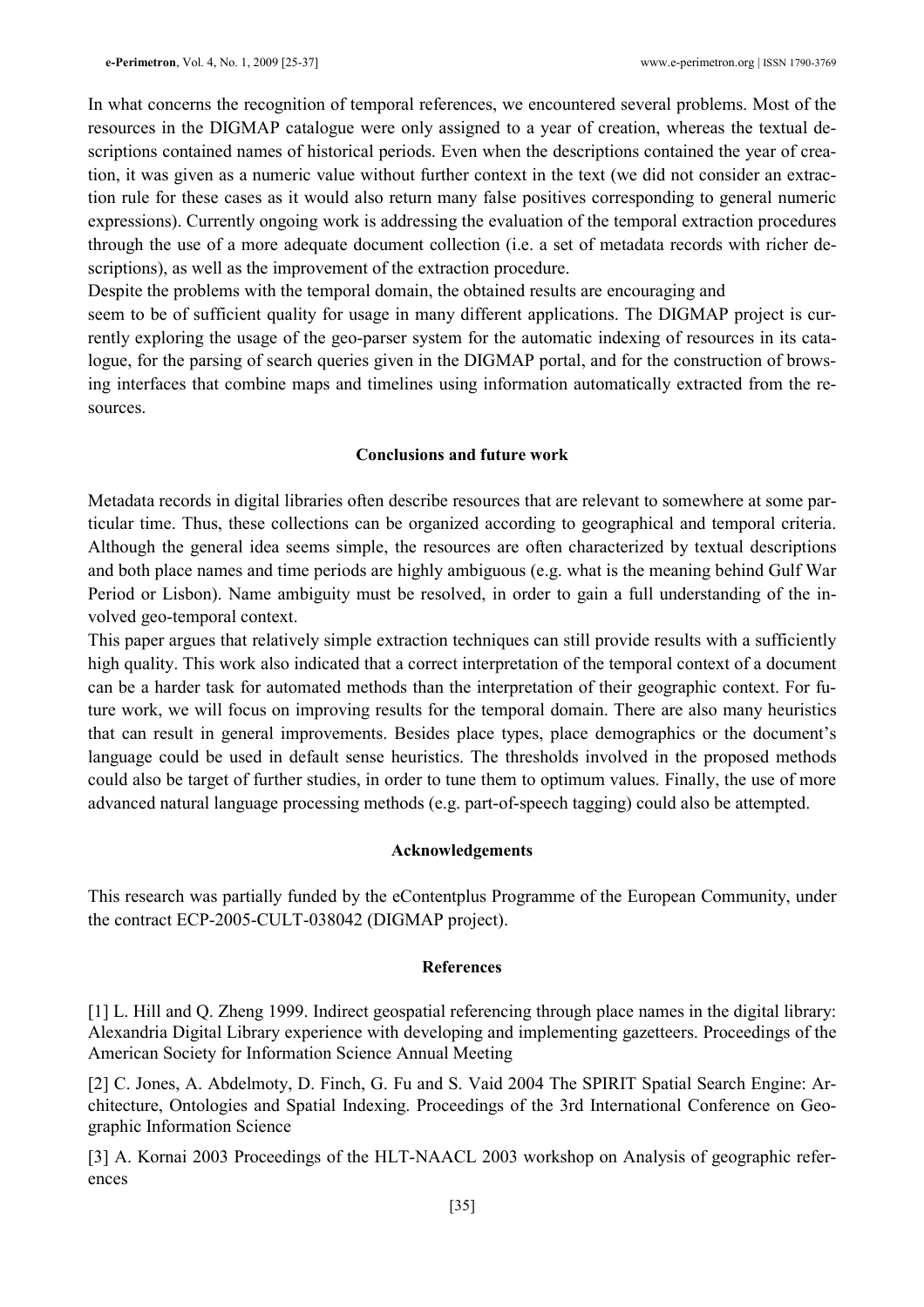In what concerns the recognition of temporal references, we encountered several problems. Most of the resources in the DIGMAP catalogue were only assigned to a year of creation, whereas the textual descriptions contained names of historical periods. Even when the descriptions contained the year of creation, it was given as a numeric value without further context in the text (we did not consider an extraction rule for these cases as it would also return many false positives corresponding to general numeric expressions). Currently ongoing work is addressing the evaluation of the temporal extraction procedures through the use of a more adequate document collection (i.e. a set of metadata records with richer descriptions), as well as the improvement of the extraction procedure.

Despite the problems with the temporal domain, the obtained results are encouraging and seem to be of sufficient quality for usage in many different applications. The DIGMAP project is currently exploring the usage of the geo-parser system for the automatic indexing of resources in its catalogue, for the parsing of search queries given in the DIGMAP portal, and for the construction of browsing interfaces that combine maps and timelines using information automatically extracted from the resources.

## Conclusions and future work

Metadata records in digital libraries often describe resources that are relevant to somewhere at some particular time. Thus, these collections can be organized according to geographical and temporal criteria. Although the general idea seems simple, the resources are often characterized by textual descriptions and both place names and time periods are highly ambiguous (e.g. what is the meaning behind Gulf War Period or Lisbon). Name ambiguity must be resolved, in order to gain a full understanding of the involved geo-temporal context.

This paper argues that relatively simple extraction techniques can still provide results with a sufficiently high quality. This work also indicated that a correct interpretation of the temporal context of a document can be a harder task for automated methods than the interpretation of their geographic context. For future work, we will focus on improving results for the temporal domain. There are also many heuristics that can result in general improvements. Besides place types, place demographics or the document's language could be used in default sense heuristics. The thresholds involved in the proposed methods could also be target of further studies, in order to tune them to optimum values. Finally, the use of more advanced natural language processing methods (e.g. part-of-speech tagging) could also be attempted.

## Acknowledgements

This research was partially funded by the eContentplus Programme of the European Community, under the contract ECP-2005-CULT-038042 (DIGMAP project).

## References

[1] L. Hill and Q. Zheng 1999. Indirect geospatial referencing through place names in the digital library: Alexandria Digital Library experience with developing and implementing gazetteers. Proceedings of the American Society for Information Science Annual Meeting

[2] C. Jones, A. Abdelmoty, D. Finch, G. Fu and S. Vaid 2004 The SPIRIT Spatial Search Engine: Architecture, Ontologies and Spatial Indexing. Proceedings of the 3rd International Conference on Geographic Information Science

[3] A. Kornai 2003 Proceedings of the HLT-NAACL 2003 workshop on Analysis of geographic references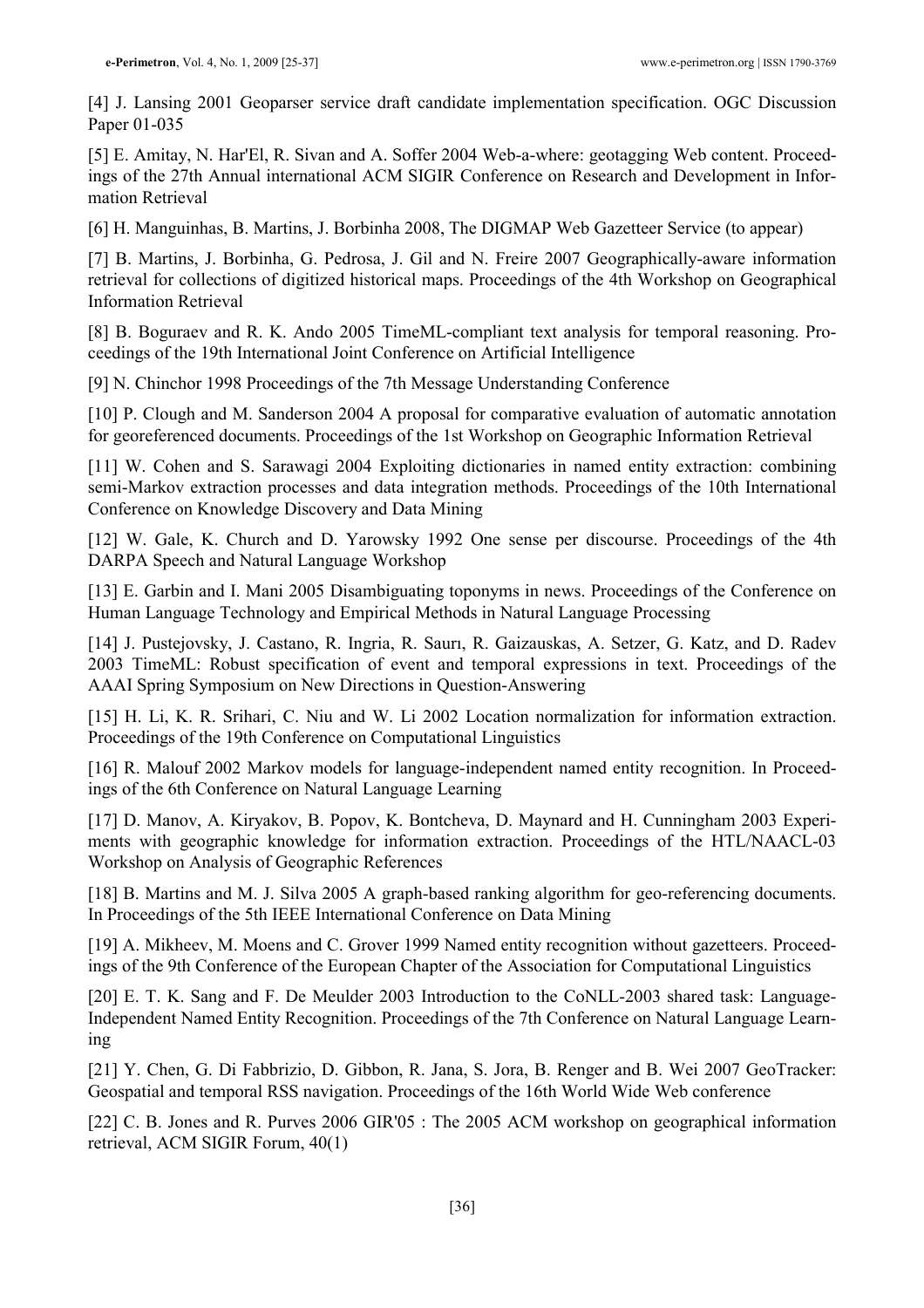[4] J. Lansing 2001 Geoparser service draft candidate implementation specification. OGC Discussion Paper 01-035

[5] E. Amitay, N. Har'El, R. Sivan and A. Soffer 2004 Web-a-where: geotagging Web content. Proceedings of the 27th Annual international ACM SIGIR Conference on Research and Development in Information Retrieval

[6] H. Manguinhas, B. Martins, J. Borbinha 2008, The DIGMAP Web Gazetteer Service (to appear)

[7] B. Martins, J. Borbinha, G. Pedrosa, J. Gil and N. Freire 2007 Geographically-aware information retrieval for collections of digitized historical maps. Proceedings of the 4th Workshop on Geographical Information Retrieval

[8] B. Boguraev and R. K. Ando 2005 TimeML-compliant text analysis for temporal reasoning. Proceedings of the 19th International Joint Conference on Artificial Intelligence

[9] N. Chinchor 1998 Proceedings of the 7th Message Understanding Conference

[10] P. Clough and M. Sanderson 2004 A proposal for comparative evaluation of automatic annotation for georeferenced documents. Proceedings of the 1st Workshop on Geographic Information Retrieval

[11] W. Cohen and S. Sarawagi 2004 Exploiting dictionaries in named entity extraction: combining semi-Markov extraction processes and data integration methods. Proceedings of the 10th International Conference on Knowledge Discovery and Data Mining

[12] W. Gale, K. Church and D. Yarowsky 1992 One sense per discourse. Proceedings of the 4th DARPA Speech and Natural Language Workshop

[13] E. Garbin and I. Mani 2005 Disambiguating toponyms in news. Proceedings of the Conference on Human Language Technology and Empirical Methods in Natural Language Processing

[14] J. Pustejovsky, J. Castano, R. Ingria, R. Saurı, R. Gaizauskas, A. Setzer, G. Katz, and D. Radev 2003 TimeML: Robust specification of event and temporal expressions in text. Proceedings of the AAAI Spring Symposium on New Directions in Question-Answering

[15] H. Li, K. R. Srihari, C. Niu and W. Li 2002 Location normalization for information extraction. Proceedings of the 19th Conference on Computational Linguistics

[16] R. Malouf 2002 Markov models for language-independent named entity recognition. In Proceedings of the 6th Conference on Natural Language Learning

[17] D. Manov, A. Kiryakov, B. Popov, K. Bontcheva, D. Maynard and H. Cunningham 2003 Experiments with geographic knowledge for information extraction. Proceedings of the HTL/NAACL-03 Workshop on Analysis of Geographic References

[18] B. Martins and M. J. Silva 2005 A graph-based ranking algorithm for geo-referencing documents. In Proceedings of the 5th IEEE International Conference on Data Mining

[19] A. Mikheev, M. Moens and C. Grover 1999 Named entity recognition without gazetteers. Proceedings of the 9th Conference of the European Chapter of the Association for Computational Linguistics

[20] E. T. K. Sang and F. De Meulder 2003 Introduction to the CoNLL-2003 shared task: Language-Independent Named Entity Recognition. Proceedings of the 7th Conference on Natural Language Learning

[21] Y. Chen, G. Di Fabbrizio, D. Gibbon, R. Jana, S. Jora, B. Renger and B. Wei 2007 GeoTracker: Geospatial and temporal RSS navigation. Proceedings of the 16th World Wide Web conference

[22] C. B. Jones and R. Purves 2006 GIR'05 : The 2005 ACM workshop on geographical information retrieval, ACM SIGIR Forum, 40(1)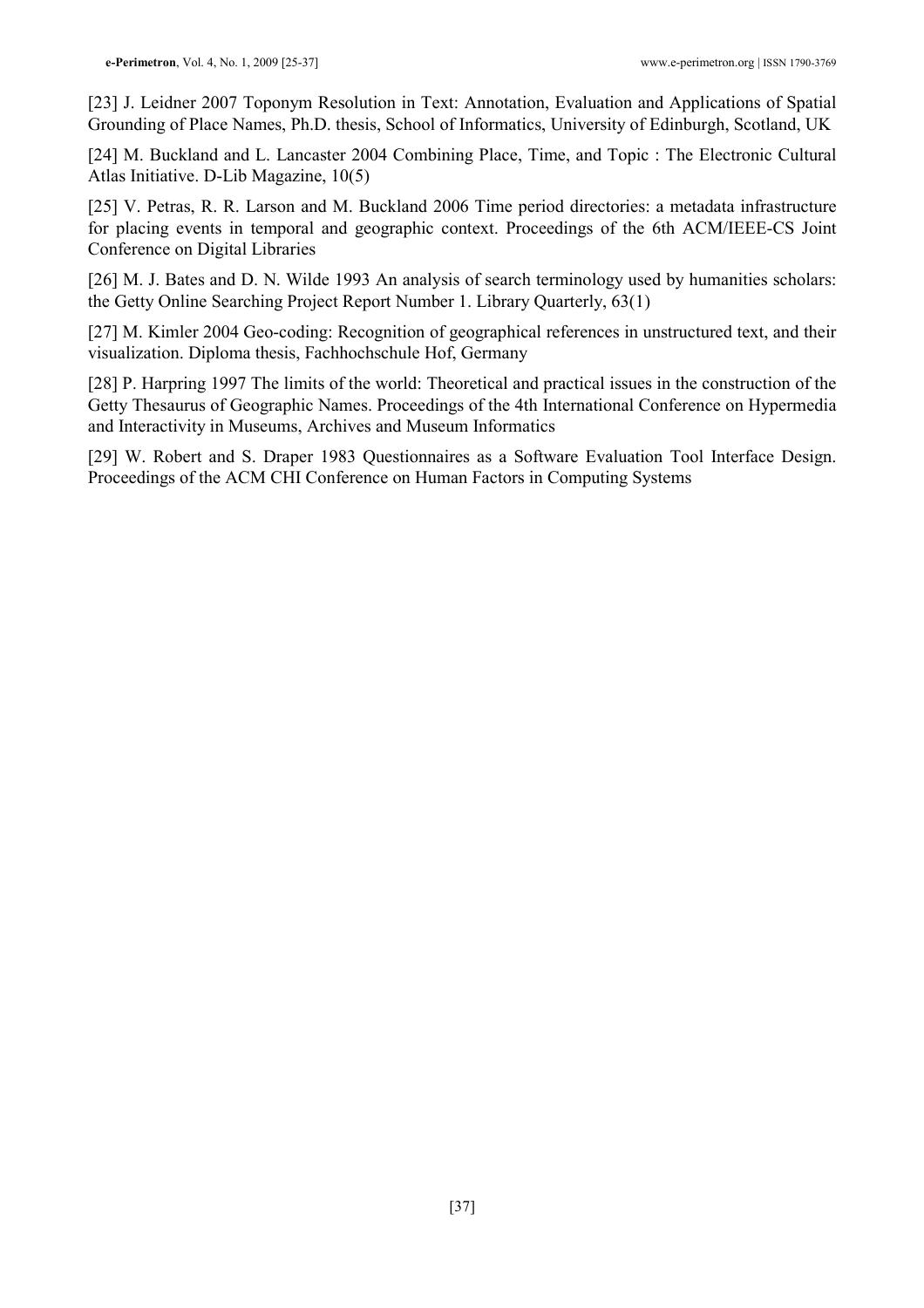[23] J. Leidner 2007 Toponym Resolution in Text: Annotation, Evaluation and Applications of Spatial Grounding of Place Names, Ph.D. thesis, School of Informatics, University of Edinburgh, Scotland, UK

[24] M. Buckland and L. Lancaster 2004 Combining Place, Time, and Topic : The Electronic Cultural Atlas Initiative. D-Lib Magazine, 10(5)

[25] V. Petras, R. R. Larson and M. Buckland 2006 Time period directories: a metadata infrastructure for placing events in temporal and geographic context. Proceedings of the 6th ACM/IEEE-CS Joint Conference on Digital Libraries

[26] M. J. Bates and D. N. Wilde 1993 An analysis of search terminology used by humanities scholars: the Getty Online Searching Project Report Number 1. Library Quarterly, 63(1)

[27] M. Kimler 2004 Geo-coding: Recognition of geographical references in unstructured text, and their visualization. Diploma thesis, Fachhochschule Hof, Germany

[28] P. Harpring 1997 The limits of the world: Theoretical and practical issues in the construction of the Getty Thesaurus of Geographic Names. Proceedings of the 4th International Conference on Hypermedia and Interactivity in Museums, Archives and Museum Informatics

[29] W. Robert and S. Draper 1983 Questionnaires as a Software Evaluation Tool Interface Design. Proceedings of the ACM CHI Conference on Human Factors in Computing Systems